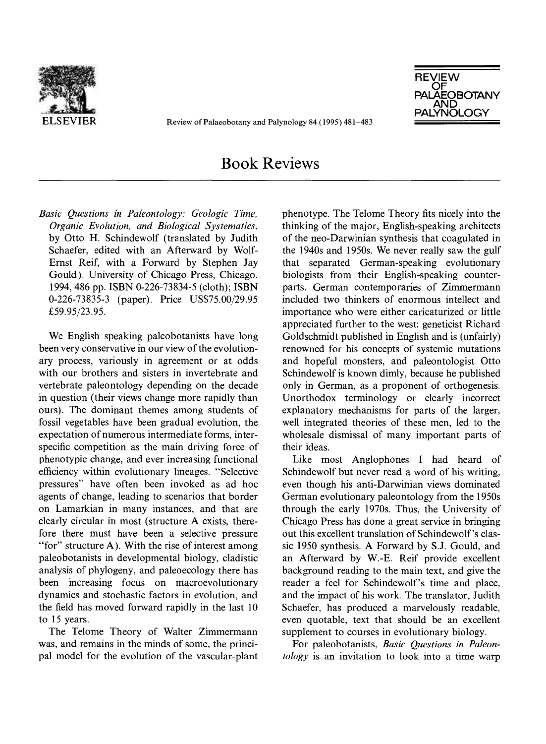# Book Reviews

*Basic Questions in Paleontology: Geologic Time, Organic Evolution, and Biological Systematics*, by Otto H. Schindewolf (translated by Judith Schaefer, edited with an Afterward by Wolf-Ernst Reif, with a Forward by Stephen Jay Gould). University of Chicago Press, Chicago. 1994, 486 pp. ISBN 0-226-73834-5 (cloth); ISBN 0-226-73835-3 (paper). Price US$75.00/29.95 £59.95/23.95.

We English speaking paleobotanists have long been very conservative in our view of the evolutionary process, variously in agreement or at odds with our brothers and sisters in invertebrate and vertebrate paleontology depending on the decade in question (their views change more rapidly than ours). The dominant themes among students of fossil vegetables have been gradual evolution, the expectation of numerous intermediate forms, inter-specific competition as the main driving force of phenotypic change, and ever increasing functional efficiency within evolutionary lineages. "Selective pressures" have often been invoked as ad hoc agents of change, leading to scenarios that border on Lamarkian in many instances, and that are clearly circular in most (structure A exists, therefore there must have been a selective pressure "for" structure A). With the rise of interest among paleobotanists in developmental biology, cladistic analysis of phylogeny, and paleoecology there has been increasing focus on macroevolutionary dynamics and stochastic factors in evolution, and the field has moved forward rapidly in the last 10 to 15 years.

The Telome Theory of Walter Zimmermann was, and remains in the minds of some, the principal model for the evolution of the vascular-plant phenotype. The Telome Theory fits nicely into the thinking of the major, English-speaking architects of the neo-Darwinian synthesis that coagulated in the 1940s and 1950s. We never really saw the gulf that separated German-speaking evolutionary biologists from their English-speaking counterparts. German contemporaries of Zimmermann included two thinkers of enormous intellect and importance who were either caricaturized or little appreciated further to the west: geneticist Richard Goldschmidt published in English and is (unfairly) renowned for his concepts of systemic mutations and hopeful monsters, and paleontologist Otto Schindewolf is known dimly, because he published only in German, as a proponent of orthogenesis. Unorthodox terminology or clearly incorrect explanatory mechanisms for parts of the larger, well integrated theories of these men, led to the wholesale dismissal of many important parts of their ideas.

Like most Anglophones I had heard of Schindewolf but never read a word of his writing, even though his anti-Darwinian views dominated German evolutionary paleontology from the 1950s through the early 1970s. Thus, the University of Chicago Press has done a great service in bringing out this excellent translation of Schindewolf's classic 1950 synthesis. A Forward by S.J. Gould, and an Afterward by W.-E. Reif provide excellent background reading to the main text, and give the reader a feel for Schindewolf's time and place, and the impact of his work. The translator, Judith Schaefer, has produced a marvelously readable, even quotable, text that should be an excellent supplement to courses in evolutionary biology.

For paleobotanists, *Basic Questions in Paleontology* is an invitation to look into a time warp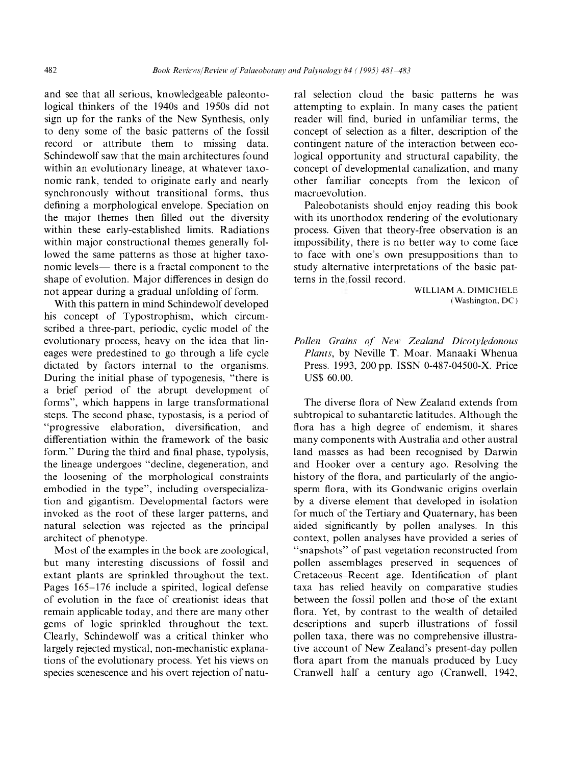and see that all serious, knowledgeable paleontological thinkers of the 1940s and 1950s did not sign up for the ranks of the New Synthesis, only to deny some of the basic patterns of the fossil record or attribute them to missing data. Schindewolf saw that the main architectures found within an evolutionary lineage, at whatever taxonomic rank, tended to originate early and nearly synchronously without transitional forms, thus defining a morphological envelope. Speciation on the major themes then filled out the diversity within these early-established limits. Radiations within major constructional themes generally followed the same patterns as those at higher taxonomic levels— there is a fractal component to the shape of evolution. Major differences in design do not appear during a gradual unfolding of form.

With this pattern in mind Schindewolf developed his concept of Typostrophism, which circumscribed a three-part, periodic, cyclic model of the evolutionary process, heavy on the idea that lineages were predestined to go through a life cycle dictated by factors internal to the organisms. During the initial phase of typogenesis, "there is a brief period of the abrupt development of forms", which happens in large transformational steps. The second phase, typostasis, is a period of "progressive elaboration, diversification, and differentiation within the framework of the basic form." During the third and final phase, typolysis, the lineage undergoes "decline, degeneration, and the loosening of the morphological constraints embodied in the type", including overspecialization and gigantism. Developmental factors were invoked as the root of these larger patterns, and natural selection was rejected as the principal architect of phenotype.

Most of the examples in the book are zoological, but many interesting discussions of fossil and extant plants are sprinkled throughout the text. Pages 165–176 include a spirited, logical defense of evolution in the face of creationist ideas that remain applicable today, and there are many other gems of logic sprinkled throughout the text. Clearly, Schindewolf was a critical thinker who largely rejected mystical, non-mechanistic explanations of the evolutionary process. Yet his views on species scenescence and his overt rejection of natural selection cloud the basic patterns he was attempting to explain. In many cases the patient reader will find, buried in unfamiliar terms, the concept of selection as a filter, description of the contingent nature of the interaction between ecological opportunity and structural capability, the concept of developmental canalization, and many other familiar concepts from the lexicon of macroevolution.

Paleobotanists should enjoy reading this book with its unorthodox rendering of the evolutionary process. Given that theory-free observation is an impossibility, there is no better way to come face to face with one's own presuppositions than to study alternative interpretations of the basic patterns in the fossil record.

WILLIAM A. DIMICHELE
(Washington, DC)

*Pollen Grains of New Zealand Dicotyledonous Plants*, by Neville T. Moar. Manaaki Whenua Press. 1993, 200 pp. ISSN 0-487-04500-X. Price US$ 60.00.

The diverse flora of New Zealand extends from subtropical to subantarctic latitudes. Although the flora has a high degree of endemism, it shares many components with Australia and other austral land masses as had been recognised by Darwin and Hooker over a century ago. Resolving the history of the flora, and particularly of the angiosperm flora, with its Gondwanic origins overlain by a diverse element that developed in isolation for much of the Tertiary and Quaternary, has been aided significantly by pollen analyses. In this context, pollen analyses have provided a series of "snapshots" of past vegetation reconstructed from pollen assemblages preserved in sequences of Cretaceous–Recent age. Identification of plant taxa has relied heavily on comparative studies between the fossil pollen and those of the extant flora. Yet, by contrast to the wealth of detailed descriptions and superb illustrations of fossil pollen taxa, there was no comprehensive illustrative account of New Zealand's present-day pollen flora apart from the manuals produced by Lucy Cranwell half a century ago (Cranwell, 1942,